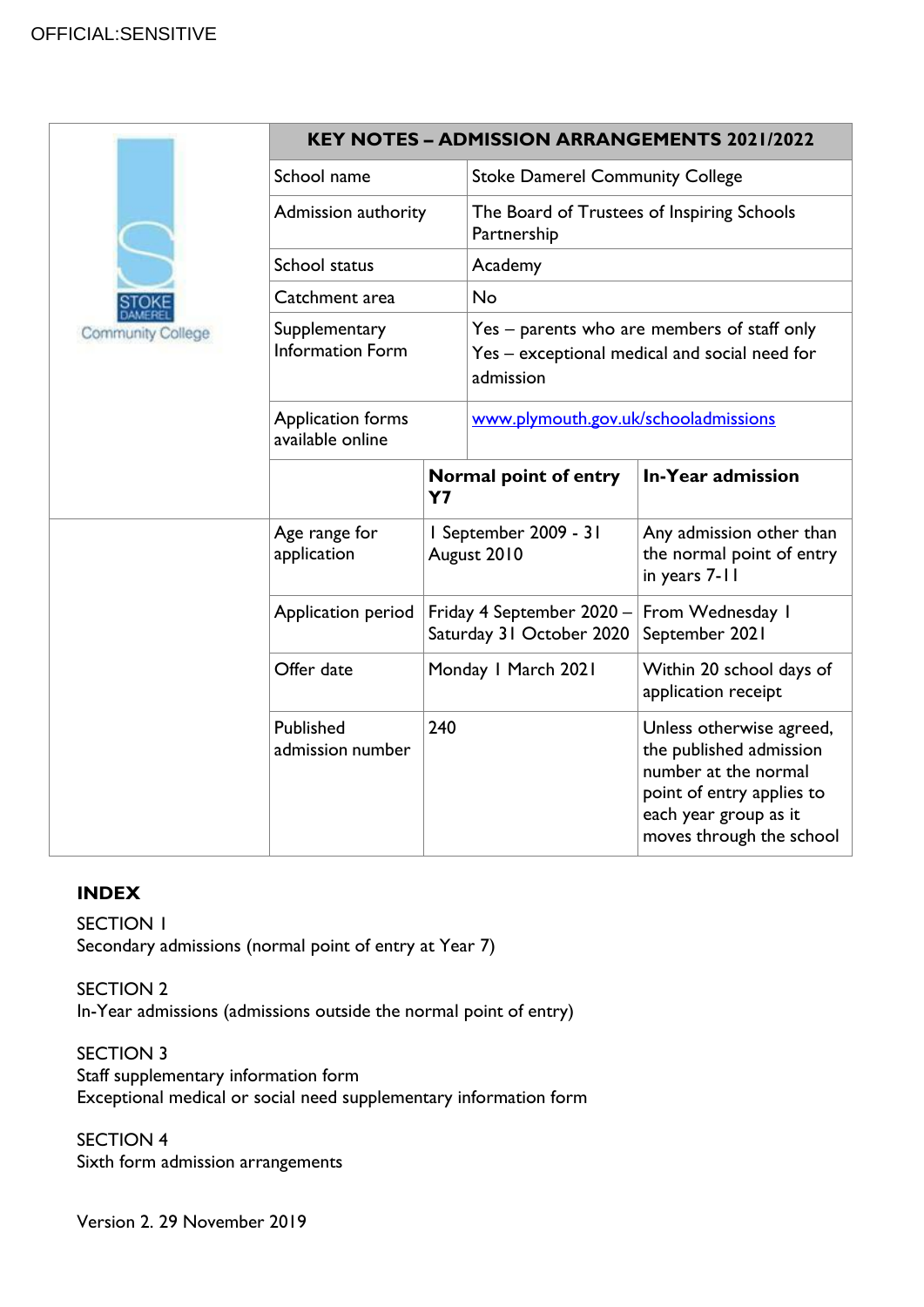OFFICIAL:SENSITIVE

| KEY NOTES – ADMISSION ARRANGEMENTS 2021/2022 | | |
|---|---|---|
| School name | Stoke Damerel Community College | |
| Admission authority | The Board of Trustees of Inspiring Schools Partnership | |
| School status | Academy | |
| Catchment area | No | |
| Supplementary Information Form | Yes – parents who are members of staff only<br>Yes – exceptional medical and social need for admission | |
| Application forms available online | www.plymouth.gov.uk/schooladmissions | |
| | **Normal point of entry Y7** | **In-Year admission** |
| Age range for application | 1 September 2009 - 31 August 2010 | Any admission other than the normal point of entry in years 7-11 |
| Application period | Friday 4 September 2020 – Saturday 31 October 2020 | From Wednesday 1 September 2021 |
| Offer date | Monday 1 March 2021 | Within 20 school days of application receipt |
| Published admission number | 240 | Unless otherwise agreed, the published admission number at the normal point of entry applies to each year group as it moves through the school |

## INDEX

SECTION 1
Secondary admissions (normal point of entry at Year 7)

SECTION 2
In-Year admissions (admissions outside the normal point of entry)

SECTION 3
Staff supplementary information form
Exceptional medical or social need supplementary information form

SECTION 4
Sixth form admission arrangements

Version 2. 29 November 2019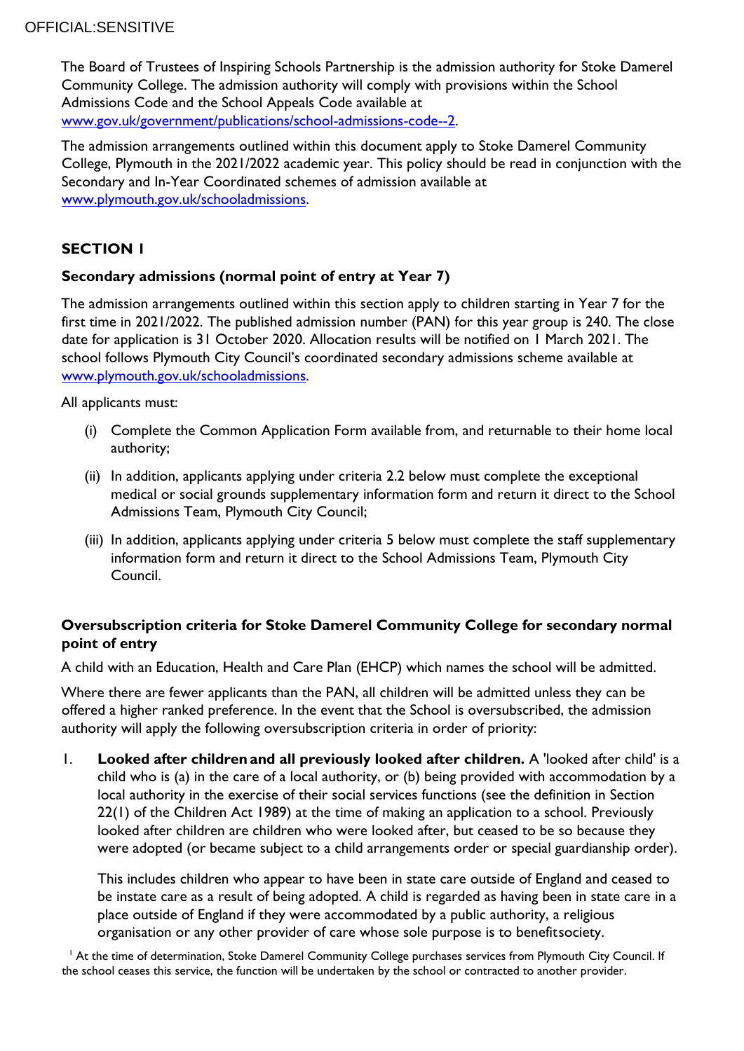The Board of Trustees of Inspiring Schools Partnership is the admission authority for Stoke Damerel Community College. The admission authority will comply with provisions within the School Admissions Code and the School Appeals Code available at www.gov.uk/government/publications/school-admissions-code--2.

The admission arrangements outlined within this document apply to Stoke Damerel Community College, Plymouth in the 2021/2022 academic year. This policy should be read in conjunction with the Secondary and In-Year Coordinated schemes of admission available at www.plymouth.gov.uk/schooladmissions.

## SECTION 1

### Secondary admissions (normal point of entry at Year 7)

The admission arrangements outlined within this section apply to children starting in Year 7 for the first time in 2021/2022. The published admission number (PAN) for this year group is 240. The close date for application is 31 October 2020. Allocation results will be notified on 1 March 2021. The school follows Plymouth City Council's coordinated secondary admissions scheme available at www.plymouth.gov.uk/schooladmissions.

All applicants must:

(i) Complete the Common Application Form available from, and returnable to their home local authority;

(ii) In addition, applicants applying under criteria 2.2 below must complete the exceptional medical or social grounds supplementary information form and return it direct to the School Admissions Team, Plymouth City Council;

(iii) In addition, applicants applying under criteria 5 below must complete the staff supplementary information form and return it direct to the School Admissions Team, Plymouth City Council.

### Oversubscription criteria for Stoke Damerel Community College for secondary normal point of entry

A child with an Education, Health and Care Plan (EHCP) which names the school will be admitted.

Where there are fewer applicants than the PAN, all children will be admitted unless they can be offered a higher ranked preference. In the event that the School is oversubscribed, the admission authority will apply the following oversubscription criteria in order of priority:

1. **Looked after children and all previously looked after children.** A 'looked after child' is a child who is (a) in the care of a local authority, or (b) being provided with accommodation by a local authority in the exercise of their social services functions (see the definition in Section 22(1) of the Children Act 1989) at the time of making an application to a school. Previously looked after children are children who were looked after, but ceased to be so because they were adopted (or became subject to a child arrangements order or special guardianship order).

   This includes children who appear to have been in state care outside of England and ceased to be instate care as a result of being adopted. A child is regarded as having been in state care in a place outside of England if they were accommodated by a public authority, a religious organisation or any other provider of care whose sole purpose is to benefitsociety.

[1] At the time of determination, Stoke Damerel Community College purchases services from Plymouth City Council. If the school ceases this service, the function will be undertaken by the school or contracted to another provider.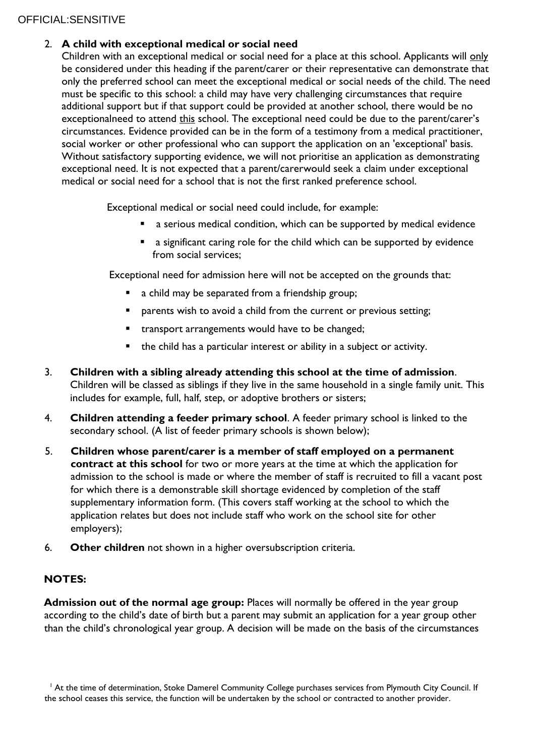2. **A child with exceptional medical or social need**
   Children with an exceptional medical or social need for a place at this school. Applicants will only be considered under this heading if the parent/carer or their representative can demonstrate that only the preferred school can meet the exceptional medical or social needs of the child. The need must be specific to this school: a child may have very challenging circumstances that require additional support but if that support could be provided at another school, there would be no exceptionalneed to attend this school. The exceptional need could be due to the parent/carer's circumstances. Evidence provided can be in the form of a testimony from a medical practitioner, social worker or other professional who can support the application on an 'exceptional' basis. Without satisfactory supporting evidence, we will not prioritise an application as demonstrating exceptional need. It is not expected that a parent/carerwould seek a claim under exceptional medical or social need for a school that is not the first ranked preference school.

   Exceptional medical or social need could include, for example:

   - a serious medical condition, which can be supported by medical evidence
   - a significant caring role for the child which can be supported by evidence from social services;

   Exceptional need for admission here will not be accepted on the grounds that:

   - a child may be separated from a friendship group;
   - parents wish to avoid a child from the current or previous setting;
   - transport arrangements would have to be changed;
   - the child has a particular interest or ability in a subject or activity.

3. **Children with a sibling already attending this school at the time of admission**. Children will be classed as siblings if they live in the same household in a single family unit. This includes for example, full, half, step, or adoptive brothers or sisters;

4. **Children attending a feeder primary school**. A feeder primary school is linked to the secondary school. (A list of feeder primary schools is shown below);

5. **Children whose parent/carer is a member of staff employed on a permanent contract at this school** for two or more years at the time at which the application for admission to the school is made or where the member of staff is recruited to fill a vacant post for which there is a demonstrable skill shortage evidenced by completion of the staff supplementary information form. (This covers staff working at the school to which the application relates but does not include staff who work on the school site for other employers);

6. **Other children** not shown in a higher oversubscription criteria.

**NOTES:**

**Admission out of the normal age group:** Places will normally be offered in the year group according to the child's date of birth but a parent may submit an application for a year group other than the child's chronological year group. A decision will be made on the basis of the circumstances

[1] At the time of determination, Stoke Damerel Community College purchases services from Plymouth City Council. If the school ceases this service, the function will be undertaken by the school or contracted to another provider.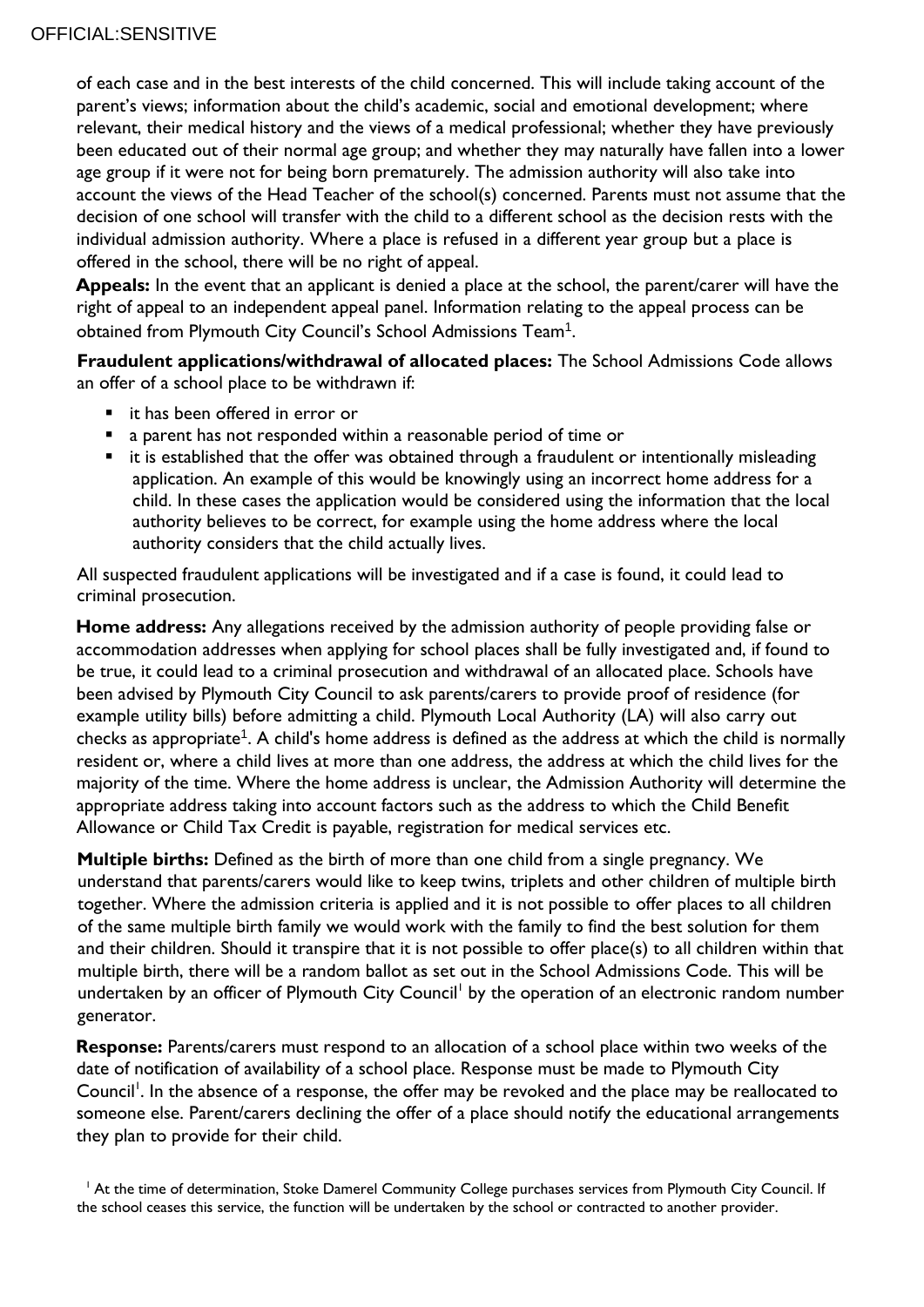of each case and in the best interests of the child concerned. This will include taking account of the parent's views; information about the child's academic, social and emotional development; where relevant, their medical history and the views of a medical professional; whether they have previously been educated out of their normal age group; and whether they may naturally have fallen into a lower age group if it were not for being born prematurely. The admission authority will also take into account the views of the Head Teacher of the school(s) concerned. Parents must not assume that the decision of one school will transfer with the child to a different school as the decision rests with the individual admission authority. Where a place is refused in a different year group but a place is offered in the school, there will be no right of appeal.

**Appeals:** In the event that an applicant is denied a place at the school, the parent/carer will have the right of appeal to an independent appeal panel. Information relating to the appeal process can be obtained from Plymouth City Council's School Admissions Team[1].

**Fraudulent applications/withdrawal of allocated places:** The School Admissions Code allows an offer of a school place to be withdrawn if:

- it has been offered in error or
- a parent has not responded within a reasonable period of time or
- it is established that the offer was obtained through a fraudulent or intentionally misleading application. An example of this would be knowingly using an incorrect home address for a child. In these cases the application would be considered using the information that the local authority believes to be correct, for example using the home address where the local authority considers that the child actually lives.

All suspected fraudulent applications will be investigated and if a case is found, it could lead to criminal prosecution.

**Home address:** Any allegations received by the admission authority of people providing false or accommodation addresses when applying for school places shall be fully investigated and, if found to be true, it could lead to a criminal prosecution and withdrawal of an allocated place. Schools have been advised by Plymouth City Council to ask parents/carers to provide proof of residence (for example utility bills) before admitting a child. Plymouth Local Authority (LA) will also carry out checks as appropriate[1]. A child's home address is defined as the address at which the child is normally resident or, where a child lives at more than one address, the address at which the child lives for the majority of the time. Where the home address is unclear, the Admission Authority will determine the appropriate address taking into account factors such as the address to which the Child Benefit Allowance or Child Tax Credit is payable, registration for medical services etc.

**Multiple births:** Defined as the birth of more than one child from a single pregnancy. We understand that parents/carers would like to keep twins, triplets and other children of multiple birth together. Where the admission criteria is applied and it is not possible to offer places to all children of the same multiple birth family we would work with the family to find the best solution for them and their children. Should it transpire that it is not possible to offer place(s) to all children within that multiple birth, there will be a random ballot as set out in the School Admissions Code. This will be undertaken by an officer of Plymouth City Council[1] by the operation of an electronic random number generator.

**Response:** Parents/carers must respond to an allocation of a school place within two weeks of the date of notification of availability of a school place. Response must be made to Plymouth City Council[1]. In the absence of a response, the offer may be revoked and the place may be reallocated to someone else. Parent/carers declining the offer of a place should notify the educational arrangements they plan to provide for their child.

[1] At the time of determination, Stoke Damerel Community College purchases services from Plymouth City Council. If the school ceases this service, the function will be undertaken by the school or contracted to another provider.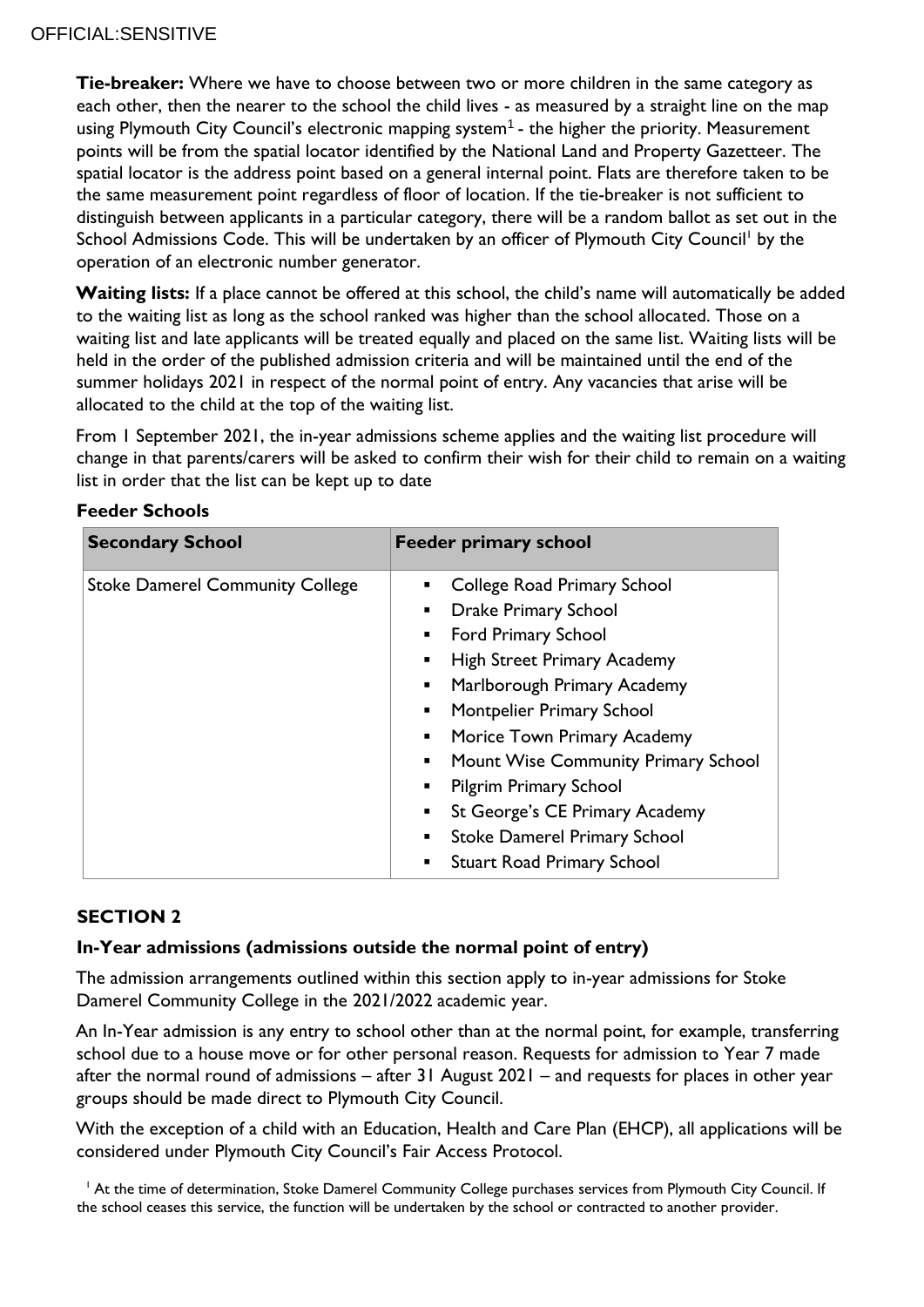**Tie-breaker:** Where we have to choose between two or more children in the same category as each other, then the nearer to the school the child lives - as measured by a straight line on the map using Plymouth City Council's electronic mapping system[1] - the higher the priority. Measurement points will be from the spatial locator identified by the National Land and Property Gazetteer. The spatial locator is the address point based on a general internal point. Flats are therefore taken to be the same measurement point regardless of floor of location. If the tie-breaker is not sufficient to distinguish between applicants in a particular category, there will be a random ballot as set out in the School Admissions Code. This will be undertaken by an officer of Plymouth City Council[1] by the operation of an electronic number generator.

**Waiting lists:** If a place cannot be offered at this school, the child's name will automatically be added to the waiting list as long as the school ranked was higher than the school allocated. Those on a waiting list and late applicants will be treated equally and placed on the same list. Waiting lists will be held in the order of the published admission criteria and will be maintained until the end of the summer holidays 2021 in respect of the normal point of entry. Any vacancies that arise will be allocated to the child at the top of the waiting list.

From 1 September 2021, the in-year admissions scheme applies and the waiting list procedure will change in that parents/carers will be asked to confirm their wish for their child to remain on a waiting list in order that the list can be kept up to date

**Feeder Schools**

| Secondary School | Feeder primary school |
| --- | --- |
| Stoke Damerel Community College | ▪ College Road Primary School<br>▪ Drake Primary School<br>▪ Ford Primary School<br>▪ High Street Primary Academy<br>▪ Marlborough Primary Academy<br>▪ Montpelier Primary School<br>▪ Morice Town Primary Academy<br>▪ Mount Wise Community Primary School<br>▪ Pilgrim Primary School<br>▪ St George's CE Primary Academy<br>▪ Stoke Damerel Primary School<br>▪ Stuart Road Primary School |

## SECTION 2

### In-Year admissions (admissions outside the normal point of entry)

The admission arrangements outlined within this section apply to in-year admissions for Stoke Damerel Community College in the 2021/2022 academic year.

An In-Year admission is any entry to school other than at the normal point, for example, transferring school due to a house move or for other personal reason. Requests for admission to Year 7 made after the normal round of admissions – after 31 August 2021 – and requests for places in other year groups should be made direct to Plymouth City Council.

With the exception of a child with an Education, Health and Care Plan (EHCP), all applications will be considered under Plymouth City Council's Fair Access Protocol.

[1] At the time of determination, Stoke Damerel Community College purchases services from Plymouth City Council. If the school ceases this service, the function will be undertaken by the school or contracted to another provider.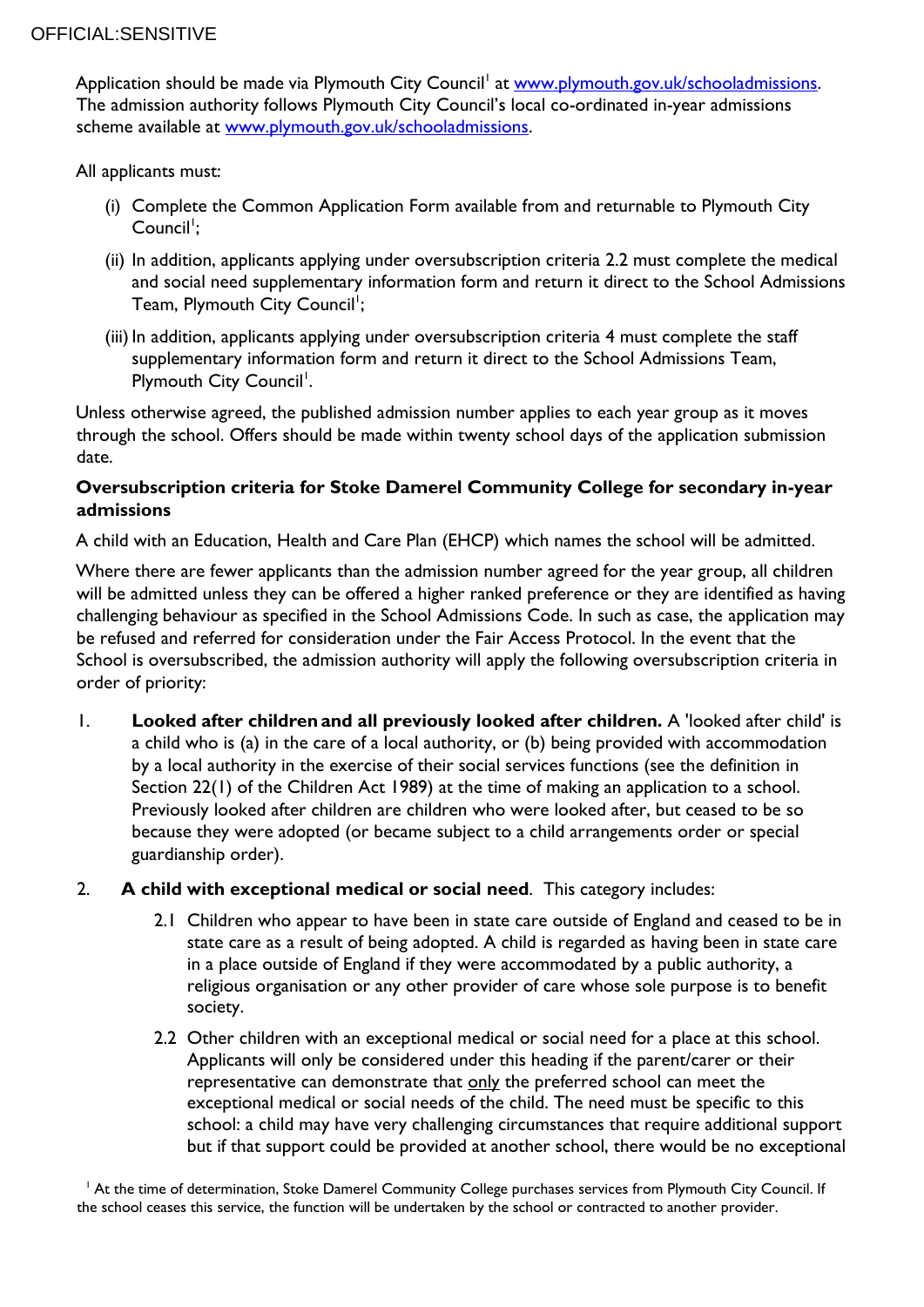Application should be made via Plymouth City Council[1] at www.plymouth.gov.uk/schooladmissions. The admission authority follows Plymouth City Council's local co-ordinated in-year admissions scheme available at www.plymouth.gov.uk/schooladmissions.

All applicants must:

(i) Complete the Common Application Form available from and returnable to Plymouth City Council[1];

(ii) In addition, applicants applying under oversubscription criteria 2.2 must complete the medical and social need supplementary information form and return it direct to the School Admissions Team, Plymouth City Council[1];

(iii) In addition, applicants applying under oversubscription criteria 4 must complete the staff supplementary information form and return it direct to the School Admissions Team, Plymouth City Council[1].

Unless otherwise agreed, the published admission number applies to each year group as it moves through the school. Offers should be made within twenty school days of the application submission date.

**Oversubscription criteria for Stoke Damerel Community College for secondary in-year admissions**

A child with an Education, Health and Care Plan (EHCP) which names the school will be admitted.

Where there are fewer applicants than the admission number agreed for the year group, all children will be admitted unless they can be offered a higher ranked preference or they are identified as having challenging behaviour as specified in the School Admissions Code. In such as case, the application may be refused and referred for consideration under the Fair Access Protocol. In the event that the School is oversubscribed, the admission authority will apply the following oversubscription criteria in order of priority:

1. **Looked after children and all previously looked after children.** A 'looked after child' is a child who is (a) in the care of a local authority, or (b) being provided with accommodation by a local authority in the exercise of their social services functions (see the definition in Section 22(1) of the Children Act 1989) at the time of making an application to a school. Previously looked after children are children who were looked after, but ceased to be so because they were adopted (or became subject to a child arrangements order or special guardianship order).

2. **A child with exceptional medical or social need**. This category includes:

   2.1 Children who appear to have been in state care outside of England and ceased to be in state care as a result of being adopted. A child is regarded as having been in state care in a place outside of England if they were accommodated by a public authority, a religious organisation or any other provider of care whose sole purpose is to benefit society.

   2.2 Other children with an exceptional medical or social need for a place at this school. Applicants will only be considered under this heading if the parent/carer or their representative can demonstrate that only the preferred school can meet the exceptional medical or social needs of the child. The need must be specific to this school: a child may have very challenging circumstances that require additional support but if that support could be provided at another school, there would be no exceptional

[1] At the time of determination, Stoke Damerel Community College purchases services from Plymouth City Council. If the school ceases this service, the function will be undertaken by the school or contracted to another provider.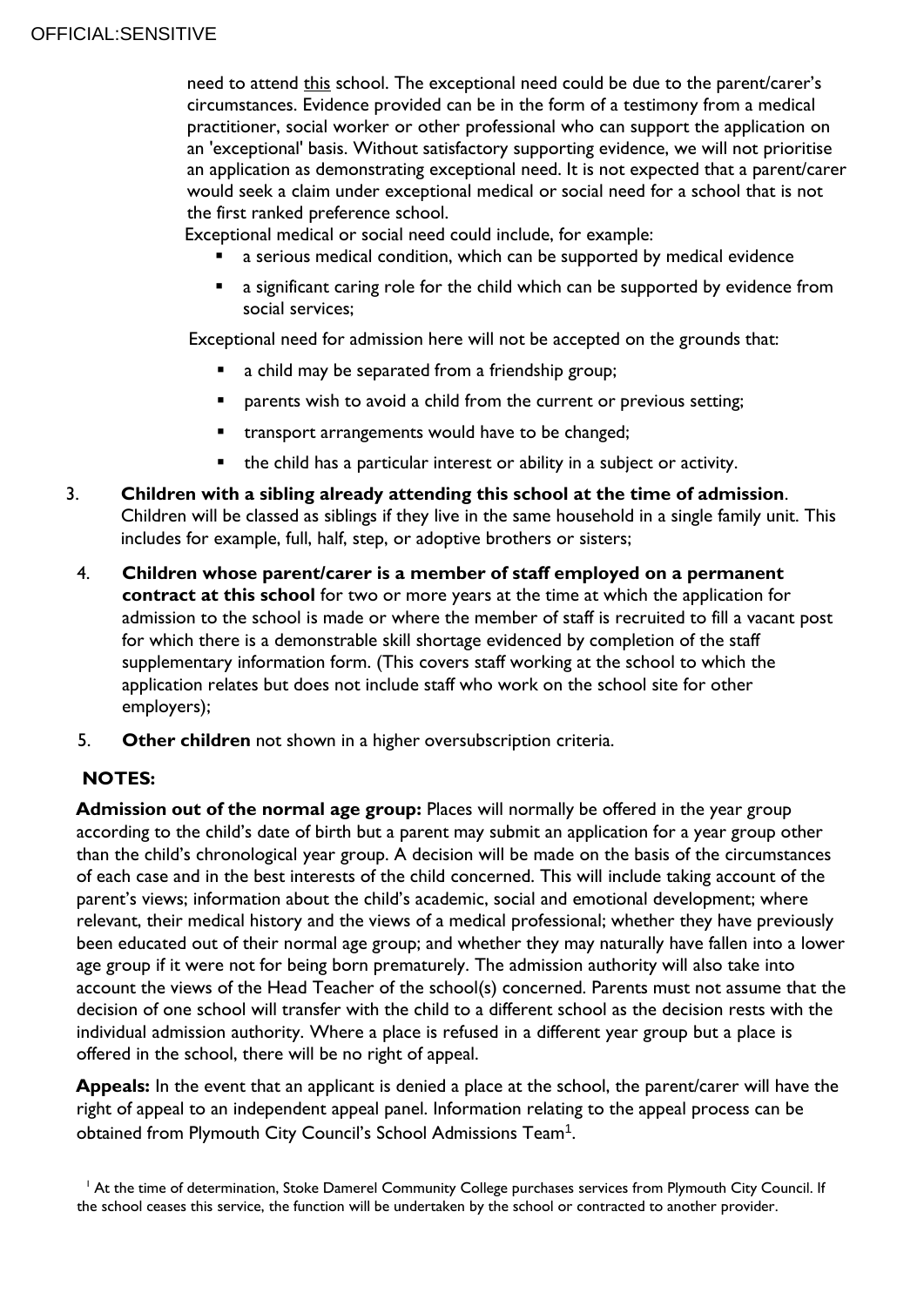need to attend <u>this</u> school. The exceptional need could be due to the parent/carer's circumstances. Evidence provided can be in the form of a testimony from a medical practitioner, social worker or other professional who can support the application on an 'exceptional' basis. Without satisfactory supporting evidence, we will not prioritise an application as demonstrating exceptional need. It is not expected that a parent/carer would seek a claim under exceptional medical or social need for a school that is not the first ranked preference school.

Exceptional medical or social need could include, for example:

- a serious medical condition, which can be supported by medical evidence
- a significant caring role for the child which can be supported by evidence from social services;

Exceptional need for admission here will not be accepted on the grounds that:

- a child may be separated from a friendship group;
- parents wish to avoid a child from the current or previous setting;
- transport arrangements would have to be changed;
- the child has a particular interest or ability in a subject or activity.

3. **Children with a sibling already attending this school at the time of admission**. Children will be classed as siblings if they live in the same household in a single family unit. This includes for example, full, half, step, or adoptive brothers or sisters;
4. **Children whose parent/carer is a member of staff employed on a permanent contract at this school** for two or more years at the time at which the application for admission to the school is made or where the member of staff is recruited to fill a vacant post for which there is a demonstrable skill shortage evidenced by completion of the staff supplementary information form. (This covers staff working at the school to which the application relates but does not include staff who work on the school site for other employers);
5. **Other children** not shown in a higher oversubscription criteria.

**NOTES:**

**Admission out of the normal age group:** Places will normally be offered in the year group according to the child's date of birth but a parent may submit an application for a year group other than the child's chronological year group. A decision will be made on the basis of the circumstances of each case and in the best interests of the child concerned. This will include taking account of the parent's views; information about the child's academic, social and emotional development; where relevant, their medical history and the views of a medical professional; whether they have previously been educated out of their normal age group; and whether they may naturally have fallen into a lower age group if it were not for being born prematurely. The admission authority will also take into account the views of the Head Teacher of the school(s) concerned. Parents must not assume that the decision of one school will transfer with the child to a different school as the decision rests with the individual admission authority. Where a place is refused in a different year group but a place is offered in the school, there will be no right of appeal.

**Appeals:** In the event that an applicant is denied a place at the school, the parent/carer will have the right of appeal to an independent appeal panel. Information relating to the appeal process can be obtained from Plymouth City Council's School Admissions Team[1].

[1] At the time of determination, Stoke Damerel Community College purchases services from Plymouth City Council. If the school ceases this service, the function will be undertaken by the school or contracted to another provider.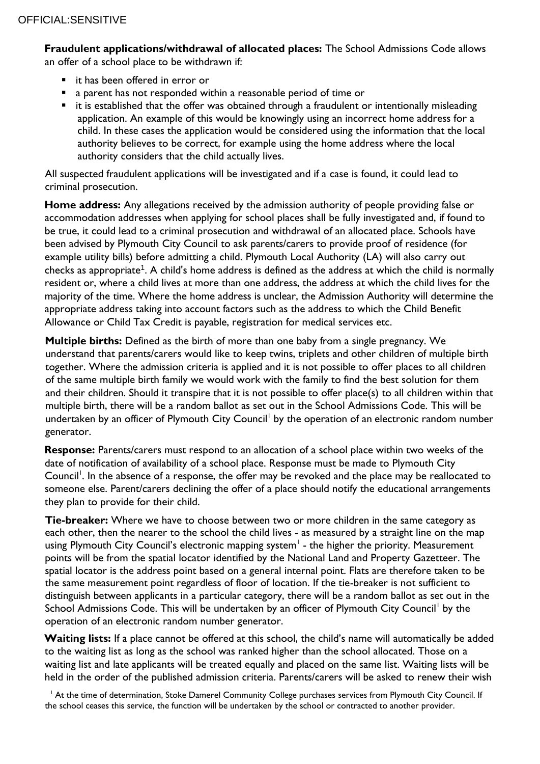OFFICIAL:SENSITIVE

**Fraudulent applications/withdrawal of allocated places:** The School Admissions Code allows an offer of a school place to be withdrawn if:

- it has been offered in error or
- a parent has not responded within a reasonable period of time or
- it is established that the offer was obtained through a fraudulent or intentionally misleading application. An example of this would be knowingly using an incorrect home address for a child. In these cases the application would be considered using the information that the local authority believes to be correct, for example using the home address where the local authority considers that the child actually lives.

All suspected fraudulent applications will be investigated and if a case is found, it could lead to criminal prosecution.

**Home address:** Any allegations received by the admission authority of people providing false or accommodation addresses when applying for school places shall be fully investigated and, if found to be true, it could lead to a criminal prosecution and withdrawal of an allocated place. Schools have been advised by Plymouth City Council to ask parents/carers to provide proof of residence (for example utility bills) before admitting a child. Plymouth Local Authority (LA) will also carry out checks as appropriate[1]. A child's home address is defined as the address at which the child is normally resident or, where a child lives at more than one address, the address at which the child lives for the majority of the time. Where the home address is unclear, the Admission Authority will determine the appropriate address taking into account factors such as the address to which the Child Benefit Allowance or Child Tax Credit is payable, registration for medical services etc.

**Multiple births:** Defined as the birth of more than one baby from a single pregnancy. We understand that parents/carers would like to keep twins, triplets and other children of multiple birth together. Where the admission criteria is applied and it is not possible to offer places to all children of the same multiple birth family we would work with the family to find the best solution for them and their children. Should it transpire that it is not possible to offer place(s) to all children within that multiple birth, there will be a random ballot as set out in the School Admissions Code. This will be undertaken by an officer of Plymouth City Council[1] by the operation of an electronic random number generator.

**Response:** Parents/carers must respond to an allocation of a school place within two weeks of the date of notification of availability of a school place. Response must be made to Plymouth City Council[1]. In the absence of a response, the offer may be revoked and the place may be reallocated to someone else. Parent/carers declining the offer of a place should notify the educational arrangements they plan to provide for their child.

**Tie-breaker:** Where we have to choose between two or more children in the same category as each other, then the nearer to the school the child lives - as measured by a straight line on the map using Plymouth City Council's electronic mapping system[1] - the higher the priority. Measurement points will be from the spatial locator identified by the National Land and Property Gazetteer. The spatial locator is the address point based on a general internal point. Flats are therefore taken to be the same measurement point regardless of floor of location. If the tie-breaker is not sufficient to distinguish between applicants in a particular category, there will be a random ballot as set out in the School Admissions Code. This will be undertaken by an officer of Plymouth City Council[1] by the operation of an electronic random number generator.

**Waiting lists:** If a place cannot be offered at this school, the child's name will automatically be added to the waiting list as long as the school was ranked higher than the school allocated. Those on a waiting list and late applicants will be treated equally and placed on the same list. Waiting lists will be held in the order of the published admission criteria. Parents/carers will be asked to renew their wish

[1] At the time of determination, Stoke Damerel Community College purchases services from Plymouth City Council. If the school ceases this service, the function will be undertaken by the school or contracted to another provider.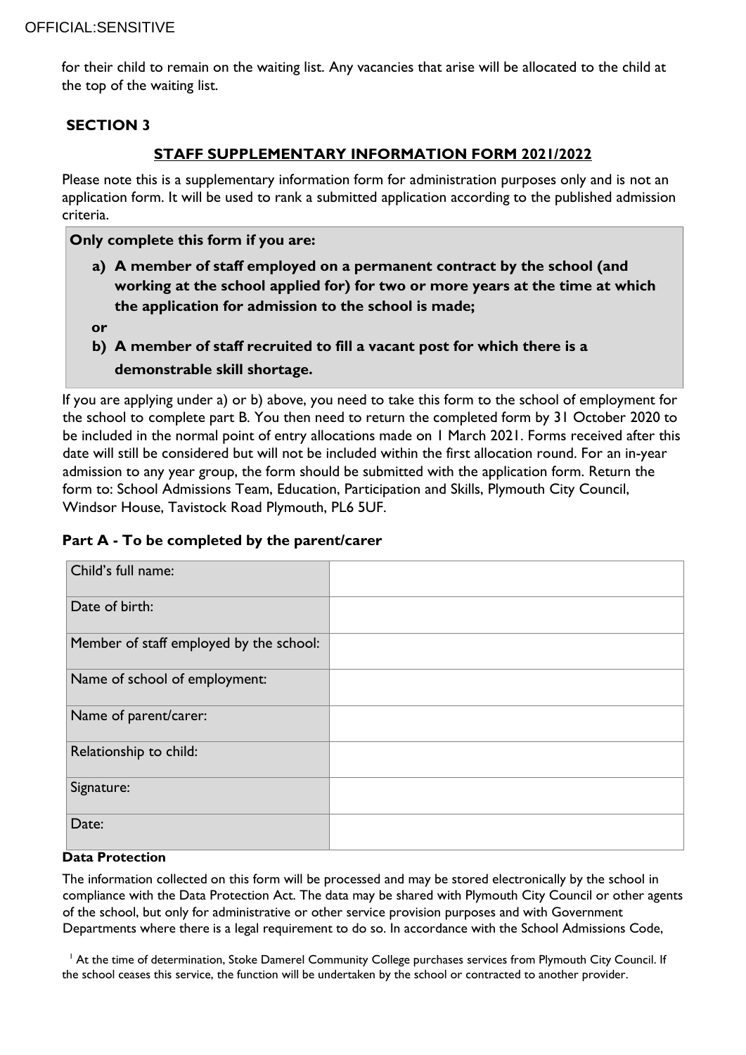for their child to remain on the waiting list. Any vacancies that arise will be allocated to the child at the top of the waiting list.

## SECTION 3

### STAFF SUPPLEMENTARY INFORMATION FORM 2021/2022

Please note this is a supplementary information form for administration purposes only and is not an application form. It will be used to rank a submitted application according to the published admission criteria.

**Only complete this form if you are:**

**a) A member of staff employed on a permanent contract by the school (and working at the school applied for) for two or more years at the time at which the application for admission to the school is made;**

**or**

**b) A member of staff recruited to fill a vacant post for which there is a demonstrable skill shortage.**

If you are applying under a) or b) above, you need to take this form to the school of employment for the school to complete part B. You then need to return the completed form by 31 October 2020 to be included in the normal point of entry allocations made on 1 March 2021. Forms received after this date will still be considered but will not be included within the first allocation round. For an in-year admission to any year group, the form should be submitted with the application form. Return the form to: School Admissions Team, Education, Participation and Skills, Plymouth City Council, Windsor House, Tavistock Road Plymouth, PL6 5UF.

### Part A - To be completed by the parent/carer

| | |
|---|---|
| Child's full name: | |
| Date of birth: | |
| Member of staff employed by the school: | |
| Name of school of employment: | |
| Name of parent/carer: | |
| Relationship to child: | |
| Signature: | |
| Date: | |

**Data Protection**

The information collected on this form will be processed and may be stored electronically by the school in compliance with the Data Protection Act. The data may be shared with Plymouth City Council or other agents of the school, but only for administrative or other service provision purposes and with Government Departments where there is a legal requirement to do so. In accordance with the School Admissions Code,

[1] At the time of determination, Stoke Damerel Community College purchases services from Plymouth City Council. If the school ceases this service, the function will be undertaken by the school or contracted to another provider.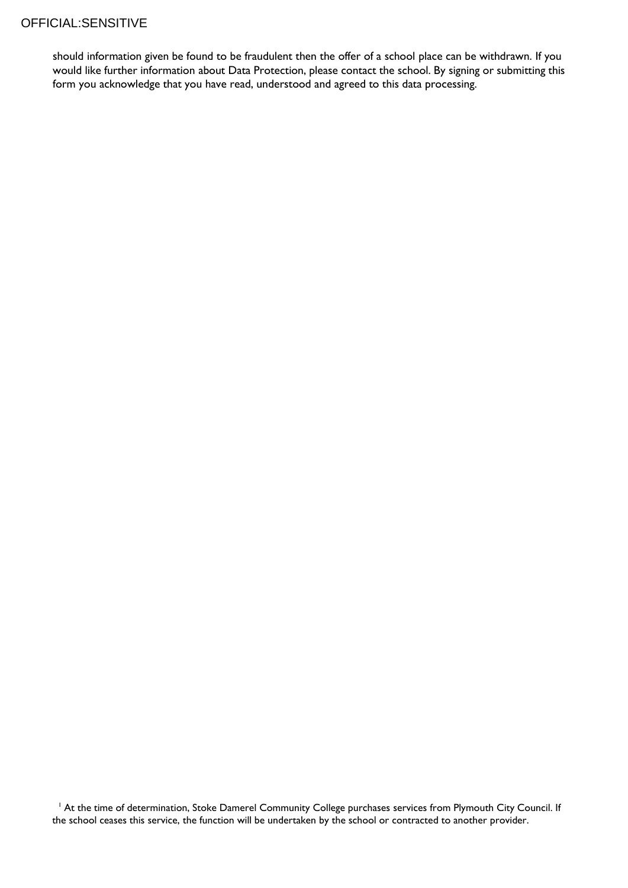should information given be found to be fraudulent then the offer of a school place can be withdrawn. If you would like further information about Data Protection, please contact the school. By signing or submitting this form you acknowledge that you have read, understood and agreed to this data processing.

[1] At the time of determination, Stoke Damerel Community College purchases services from Plymouth City Council. If the school ceases this service, the function will be undertaken by the school or contracted to another provider.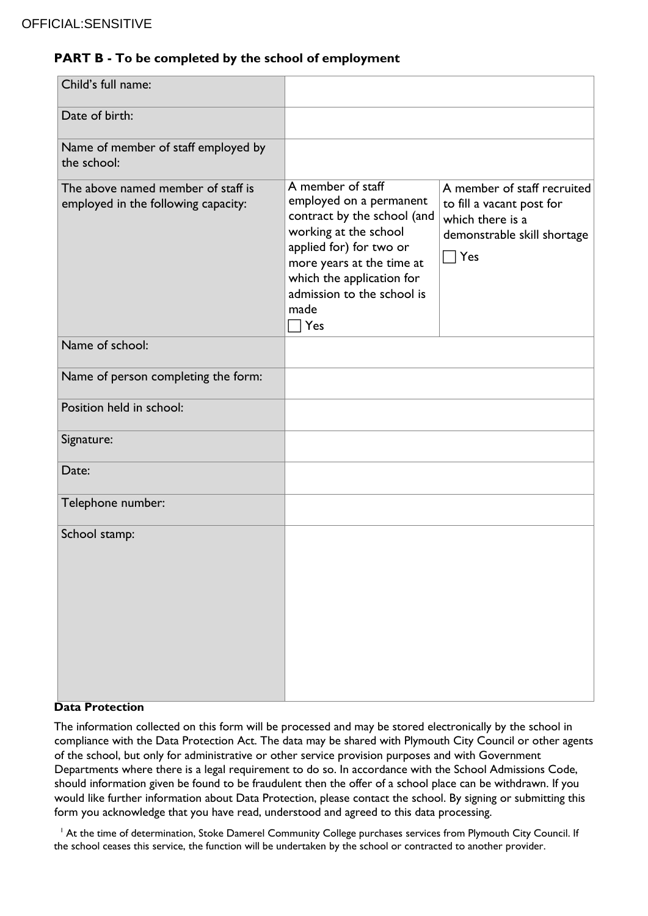OFFICIAL:SENSITIVE

**PART B - To be completed by the school of employment**

| | | |
|---|---|---|
| Child's full name: | | |
| Date of birth: | | |
| Name of member of staff employed by the school: | | |
| The above named member of staff is employed in the following capacity: | A member of staff employed on a permanent contract by the school (and working at the school applied for) for two or more years at the time at which the application for admission to the school is made ☐ Yes | A member of staff recruited to fill a vacant post for which there is a demonstrable skill shortage ☐ Yes |
| Name of school: | | |
| Name of person completing the form: | | |
| Position held in school: | | |
| Signature: | | |
| Date: | | |
| Telephone number: | | |
| School stamp: | | |

**Data Protection**

The information collected on this form will be processed and may be stored electronically by the school in compliance with the Data Protection Act. The data may be shared with Plymouth City Council or other agents of the school, but only for administrative or other service provision purposes and with Government Departments where there is a legal requirement to do so. In accordance with the School Admissions Code, should information given be found to be fraudulent then the offer of a school place can be withdrawn. If you would like further information about Data Protection, please contact the school. By signing or submitting this form you acknowledge that you have read, understood and agreed to this data processing.

[1] At the time of determination, Stoke Damerel Community College purchases services from Plymouth City Council. If the school ceases this service, the function will be undertaken by the school or contracted to another provider.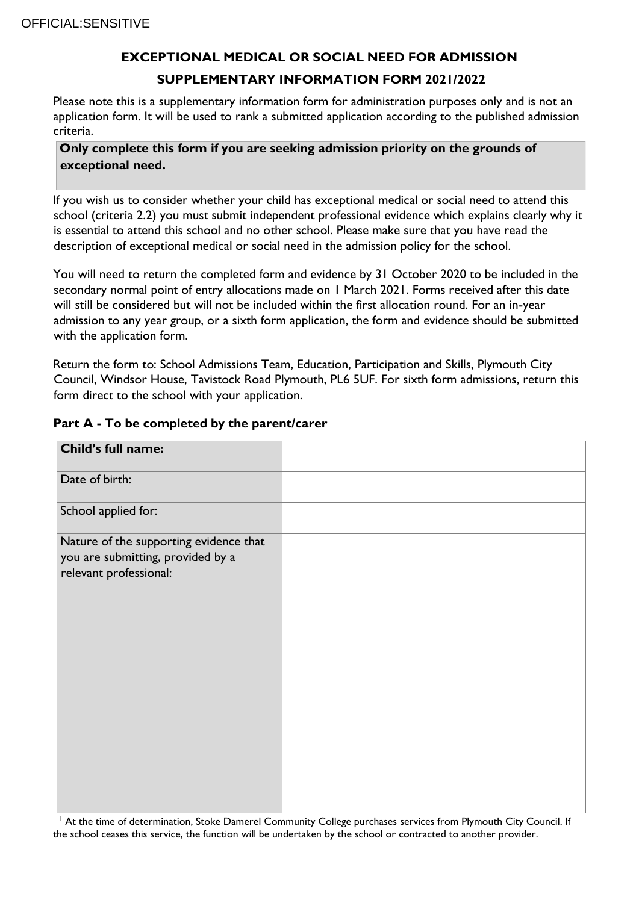OFFICIAL:SENSITIVE

## EXCEPTIONAL MEDICAL OR SOCIAL NEED FOR ADMISSION

## SUPPLEMENTARY INFORMATION FORM 2021/2022

Please note this is a supplementary information form for administration purposes only and is not an application form. It will be used to rank a submitted application according to the published admission criteria.

**Only complete this form if you are seeking admission priority on the grounds of exceptional need.**

If you wish us to consider whether your child has exceptional medical or social need to attend this school (criteria 2.2) you must submit independent professional evidence which explains clearly why it is essential to attend this school and no other school. Please make sure that you have read the description of exceptional medical or social need in the admission policy for the school.

You will need to return the completed form and evidence by 31 October 2020 to be included in the secondary normal point of entry allocations made on 1 March 2021. Forms received after this date will still be considered but will not be included within the first allocation round. For an in-year admission to any year group, or a sixth form application, the form and evidence should be submitted with the application form.

Return the form to: School Admissions Team, Education, Participation and Skills, Plymouth City Council, Windsor House, Tavistock Road Plymouth, PL6 5UF. For sixth form admissions, return this form direct to the school with your application.

### Part A - To be completed by the parent/carer

| **Child's full name:** | |
|---|---|
| Date of birth: | |
| School applied for: | |
| Nature of the supporting evidence that you are submitting, provided by a relevant professional: | |

[1] At the time of determination, Stoke Damerel Community College purchases services from Plymouth City Council. If the school ceases this service, the function will be undertaken by the school or contracted to another provider.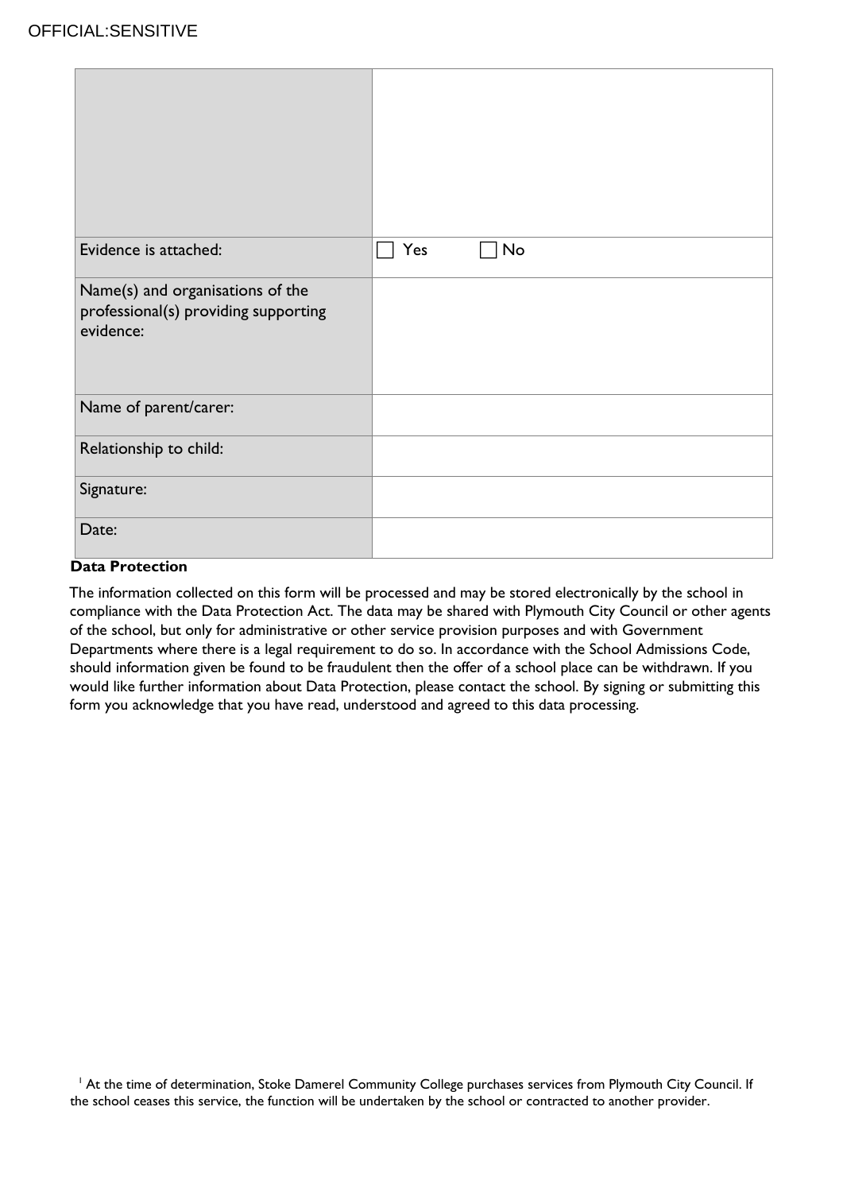| | |
|---|---|
| | |
| Evidence is attached: | ☐ Yes ☐ No |
| Name(s) and organisations of the professional(s) providing supporting evidence: | |
| Name of parent/carer: | |
| Relationship to child: | |
| Signature: | |
| Date: | |

**Data Protection**

The information collected on this form will be processed and may be stored electronically by the school in compliance with the Data Protection Act. The data may be shared with Plymouth City Council or other agents of the school, but only for administrative or other service provision purposes and with Government Departments where there is a legal requirement to do so. In accordance with the School Admissions Code, should information given be found to be fraudulent then the offer of a school place can be withdrawn. If you would like further information about Data Protection, please contact the school. By signing or submitting this form you acknowledge that you have read, understood and agreed to this data processing.

[1] At the time of determination, Stoke Damerel Community College purchases services from Plymouth City Council. If the school ceases this service, the function will be undertaken by the school or contracted to another provider.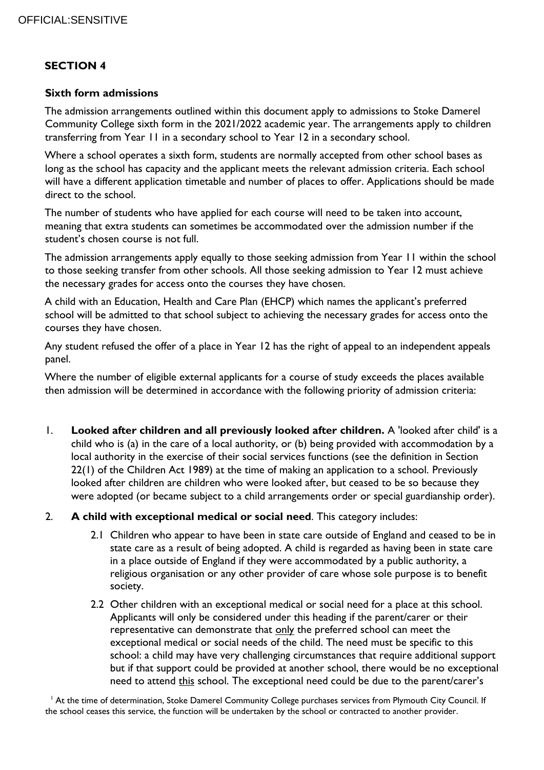## SECTION 4

### Sixth form admissions

The admission arrangements outlined within this document apply to admissions to Stoke Damerel Community College sixth form in the 2021/2022 academic year. The arrangements apply to children transferring from Year 11 in a secondary school to Year 12 in a secondary school.

Where a school operates a sixth form, students are normally accepted from other school bases as long as the school has capacity and the applicant meets the relevant admission criteria. Each school will have a different application timetable and number of places to offer. Applications should be made direct to the school.

The number of students who have applied for each course will need to be taken into account, meaning that extra students can sometimes be accommodated over the admission number if the student's chosen course is not full.

The admission arrangements apply equally to those seeking admission from Year 11 within the school to those seeking transfer from other schools. All those seeking admission to Year 12 must achieve the necessary grades for access onto the courses they have chosen.

A child with an Education, Health and Care Plan (EHCP) which names the applicant's preferred school will be admitted to that school subject to achieving the necessary grades for access onto the courses they have chosen.

Any student refused the offer of a place in Year 12 has the right of appeal to an independent appeals panel.

Where the number of eligible external applicants for a course of study exceeds the places available then admission will be determined in accordance with the following priority of admission criteria:

1. **Looked after children and all previously looked after children.** A 'looked after child' is a child who is (a) in the care of a local authority, or (b) being provided with accommodation by a local authority in the exercise of their social services functions (see the definition in Section 22(1) of the Children Act 1989) at the time of making an application to a school. Previously looked after children are children who were looked after, but ceased to be so because they were adopted (or became subject to a child arrangements order or special guardianship order).

2. **A child with exceptional medical or social need**. This category includes:

   2.1 Children who appear to have been in state care outside of England and ceased to be in state care as a result of being adopted. A child is regarded as having been in state care in a place outside of England if they were accommodated by a public authority, a religious organisation or any other provider of care whose sole purpose is to benefit society.

   2.2 Other children with an exceptional medical or social need for a place at this school. Applicants will only be considered under this heading if the parent/carer or their representative can demonstrate that only the preferred school can meet the exceptional medical or social needs of the child. The need must be specific to this school: a child may have very challenging circumstances that require additional support but if that support could be provided at another school, there would be no exceptional need to attend this school. The exceptional need could be due to the parent/carer's

[1] At the time of determination, Stoke Damerel Community College purchases services from Plymouth City Council. If the school ceases this service, the function will be undertaken by the school or contracted to another provider.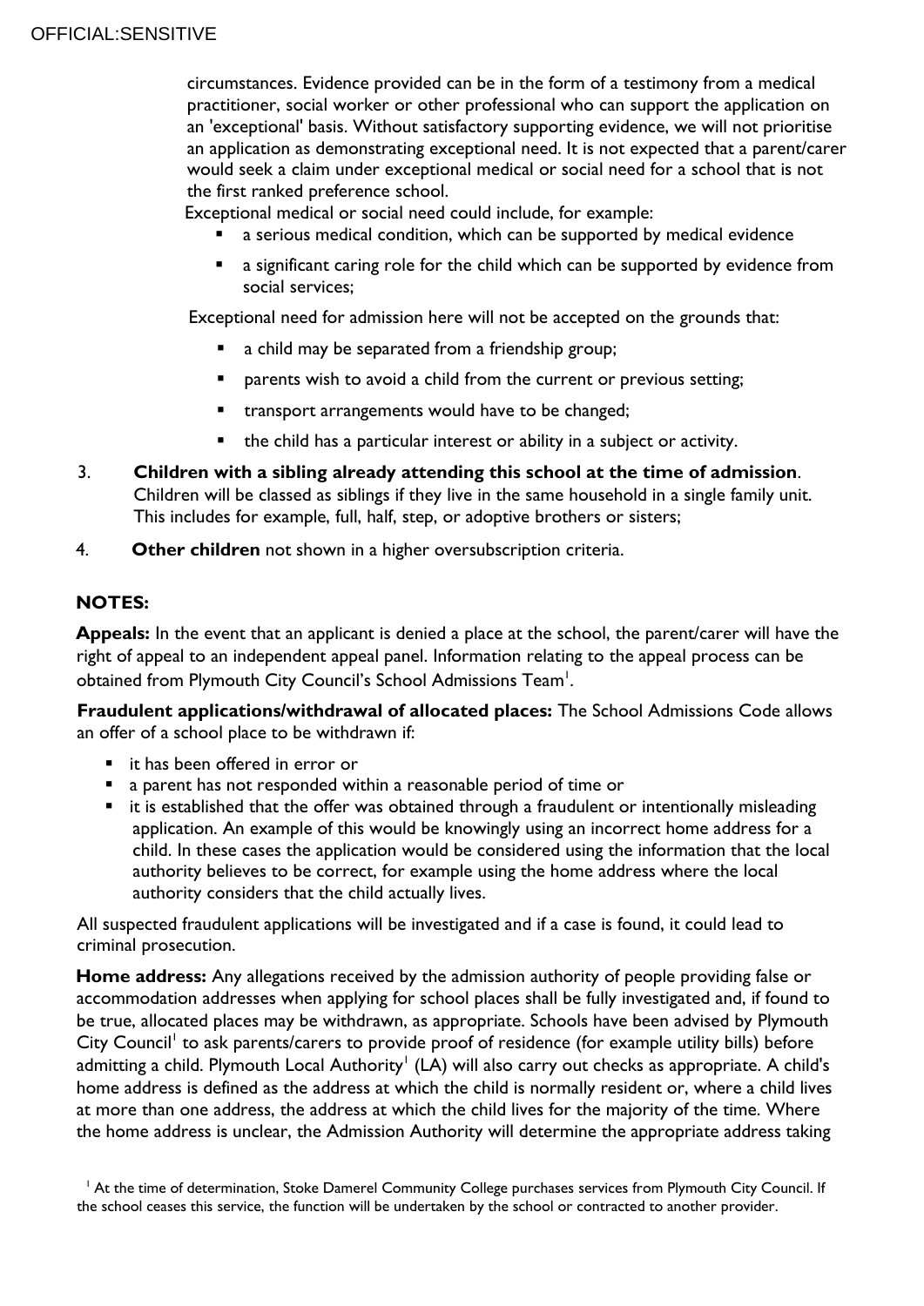circumstances. Evidence provided can be in the form of a testimony from a medical practitioner, social worker or other professional who can support the application on an 'exceptional' basis. Without satisfactory supporting evidence, we will not prioritise an application as demonstrating exceptional need. It is not expected that a parent/carer would seek a claim under exceptional medical or social need for a school that is not the first ranked preference school.

Exceptional medical or social need could include, for example:

- a serious medical condition, which can be supported by medical evidence
- a significant caring role for the child which can be supported by evidence from social services;

Exceptional need for admission here will not be accepted on the grounds that:

- a child may be separated from a friendship group;
- parents wish to avoid a child from the current or previous setting;
- transport arrangements would have to be changed;
- the child has a particular interest or ability in a subject or activity.

3. **Children with a sibling already attending this school at the time of admission**. Children will be classed as siblings if they live in the same household in a single family unit. This includes for example, full, half, step, or adoptive brothers or sisters;

4. **Other children** not shown in a higher oversubscription criteria.

**NOTES:**

**Appeals:** In the event that an applicant is denied a place at the school, the parent/carer will have the right of appeal to an independent appeal panel. Information relating to the appeal process can be obtained from Plymouth City Council's School Admissions Team[1].

**Fraudulent applications/withdrawal of allocated places:** The School Admissions Code allows an offer of a school place to be withdrawn if:

- it has been offered in error or
- a parent has not responded within a reasonable period of time or
- it is established that the offer was obtained through a fraudulent or intentionally misleading application. An example of this would be knowingly using an incorrect home address for a child. In these cases the application would be considered using the information that the local authority believes to be correct, for example using the home address where the local authority considers that the child actually lives.

All suspected fraudulent applications will be investigated and if a case is found, it could lead to criminal prosecution.

**Home address:** Any allegations received by the admission authority of people providing false or accommodation addresses when applying for school places shall be fully investigated and, if found to be true, allocated places may be withdrawn, as appropriate. Schools have been advised by Plymouth City Council[1] to ask parents/carers to provide proof of residence (for example utility bills) before admitting a child. Plymouth Local Authority[1] (LA) will also carry out checks as appropriate. A child's home address is defined as the address at which the child is normally resident or, where a child lives at more than one address, the address at which the child lives for the majority of the time. Where the home address is unclear, the Admission Authority will determine the appropriate address taking

[1] At the time of determination, Stoke Damerel Community College purchases services from Plymouth City Council. If the school ceases this service, the function will be undertaken by the school or contracted to another provider.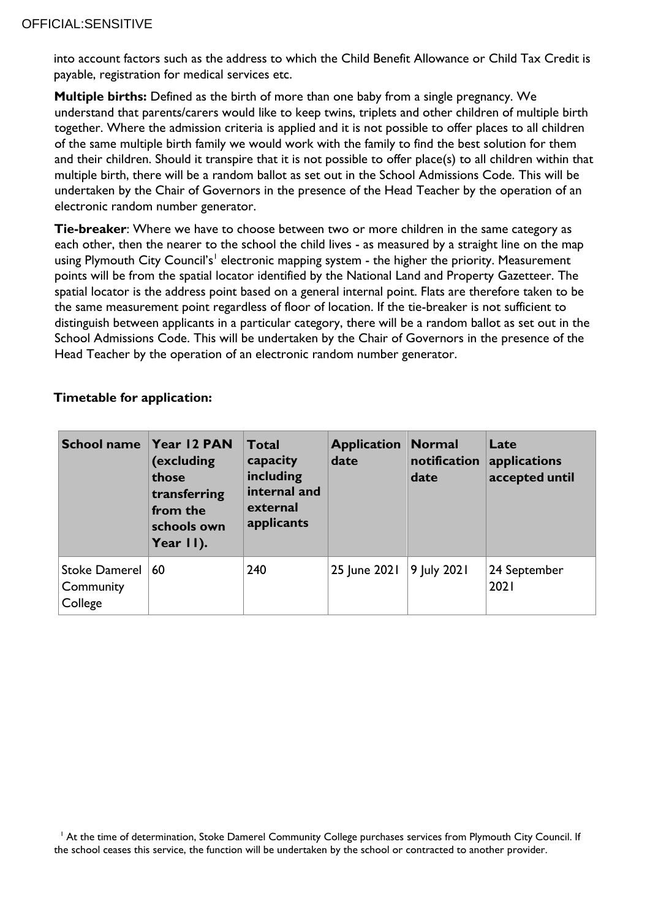into account factors such as the address to which the Child Benefit Allowance or Child Tax Credit is payable, registration for medical services etc.

**Multiple births:** Defined as the birth of more than one baby from a single pregnancy. We understand that parents/carers would like to keep twins, triplets and other children of multiple birth together. Where the admission criteria is applied and it is not possible to offer places to all children of the same multiple birth family we would work with the family to find the best solution for them and their children. Should it transpire that it is not possible to offer place(s) to all children within that multiple birth, there will be a random ballot as set out in the School Admissions Code. This will be undertaken by the Chair of Governors in the presence of the Head Teacher by the operation of an electronic random number generator.

**Tie-breaker**: Where we have to choose between two or more children in the same category as each other, then the nearer to the school the child lives - as measured by a straight line on the map using Plymouth City Council's[1] electronic mapping system - the higher the priority. Measurement points will be from the spatial locator identified by the National Land and Property Gazetteer. The spatial locator is the address point based on a general internal point. Flats are therefore taken to be the same measurement point regardless of floor of location. If the tie-breaker is not sufficient to distinguish between applicants in a particular category, there will be a random ballot as set out in the School Admissions Code. This will be undertaken by the Chair of Governors in the presence of the Head Teacher by the operation of an electronic random number generator.

**Timetable for application:**

| School name | Year 12 PAN (excluding those transferring from the schools own Year 11). | Total capacity including internal and external applicants | Application date | Normal notification date | Late applications accepted until |
|---|---|---|---|---|---|
| Stoke Damerel Community College | 60 | 240 | 25 June 2021 | 9 July 2021 | 24 September 2021 |

[1] At the time of determination, Stoke Damerel Community College purchases services from Plymouth City Council. If the school ceases this service, the function will be undertaken by the school or contracted to another provider.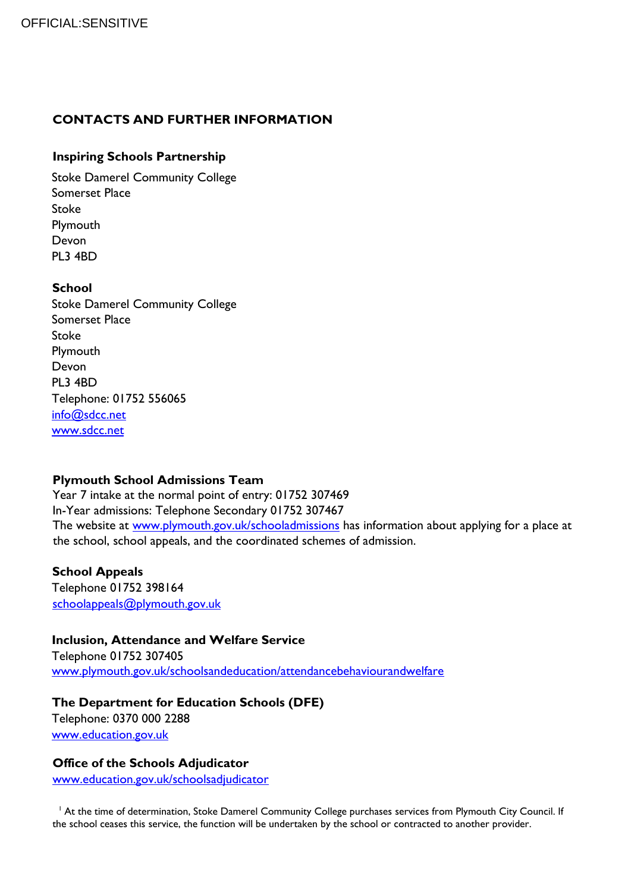## CONTACTS AND FURTHER INFORMATION

**Inspiring Schools Partnership**

Stoke Damerel Community College
Somerset Place
Stoke
Plymouth
Devon
PL3 4BD

**School**

Stoke Damerel Community College
Somerset Place
Stoke
Plymouth
Devon
PL3 4BD
Telephone: 01752 556065
info@sdcc.net
www.sdcc.net

**Plymouth School Admissions Team**

Year 7 intake at the normal point of entry: 01752 307469
In-Year admissions: Telephone Secondary 01752 307467
The website at www.plymouth.gov.uk/schooladmissions has information about applying for a place at the school, school appeals, and the coordinated schemes of admission.

**School Appeals**

Telephone 01752 398164
schoolappeals@plymouth.gov.uk

**Inclusion, Attendance and Welfare Service**

Telephone 01752 307405
www.plymouth.gov.uk/schoolsandeducation/attendancebehaviourandwelfare

**The Department for Education Schools (DFE)**

Telephone: 0370 000 2288
www.education.gov.uk

**Office of the Schools Adjudicator**

www.education.gov.uk/schoolsadjudicator

[1] At the time of determination, Stoke Damerel Community College purchases services from Plymouth City Council. If the school ceases this service, the function will be undertaken by the school or contracted to another provider.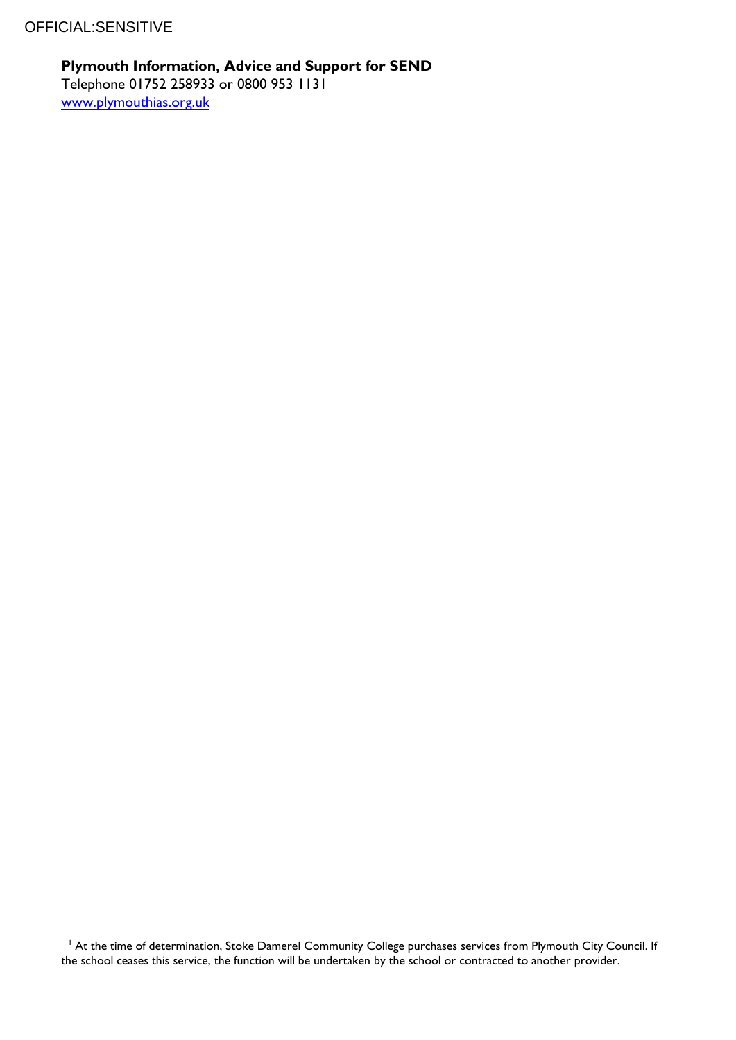**Plymouth Information, Advice and Support for SEND**
Telephone 01752 258933 or 0800 953 1131
[www.plymouthias.org.uk](http://www.plymouthias.org.uk)

[1] At the time of determination, Stoke Damerel Community College purchases services from Plymouth City Council. If the school ceases this service, the function will be undertaken by the school or contracted to another provider.